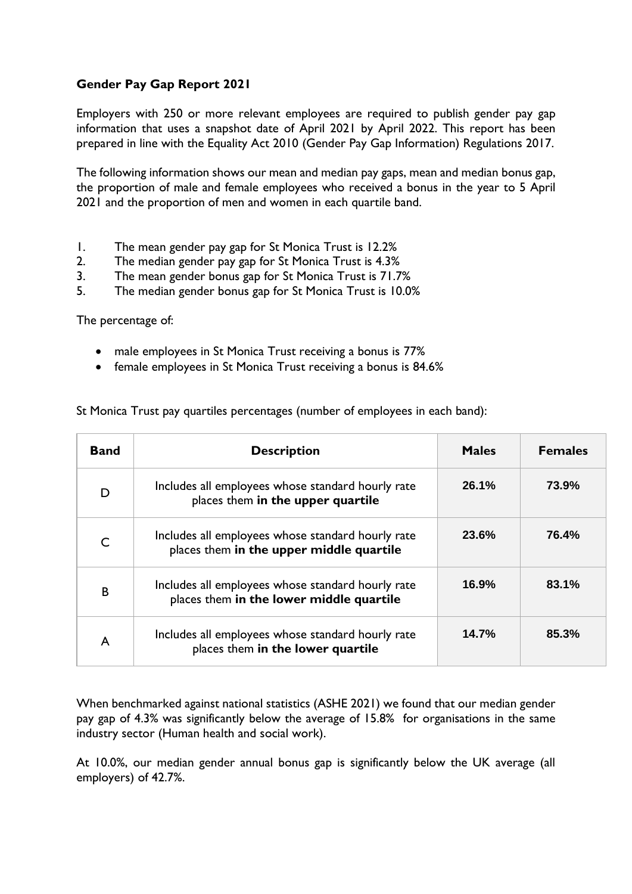**Gender Pay Gap Report 2021**

Employers with 250 or more relevant employees are required to publish gender pay gap information that uses a snapshot date of April 2021 by April 2022. This report has been prepared in line with the Equality Act 2010 (Gender Pay Gap Information) Regulations 2017.

The following information shows our mean and median pay gaps, mean and median bonus gap, the proportion of male and female employees who received a bonus in the year to 5 April 2021 and the proportion of men and women in each quartile band.

1. The mean gender pay gap for St Monica Trust is 12.2%
2. The median gender pay gap for St Monica Trust is 4.3%
3. The mean gender bonus gap for St Monica Trust is 71.7%
5. The median gender bonus gap for St Monica Trust is 10.0%

The percentage of:

- male employees in St Monica Trust receiving a bonus is 77%
- female employees in St Monica Trust receiving a bonus is 84.6%

St Monica Trust pay quartiles percentages (number of employees in each band):

| Band | Description | Males | Females |
|---|---|---|---|
| D | Includes all employees whose standard hourly rate places them **in the upper quartile** | 26.1% | 73.9% |
| C | Includes all employees whose standard hourly rate places them **in the upper middle quartile** | 23.6% | 76.4% |
| B | Includes all employees whose standard hourly rate places them **in the lower middle quartile** | 16.9% | 83.1% |
| A | Includes all employees whose standard hourly rate places them **in the lower quartile** | 14.7% | 85.3% |

When benchmarked against national statistics (ASHE 2021) we found that our median gender pay gap of 4.3% was significantly below the average of 15.8% for organisations in the same industry sector (Human health and social work).

At 10.0%, our median gender annual bonus gap is significantly below the UK average (all employers) of 42.7%.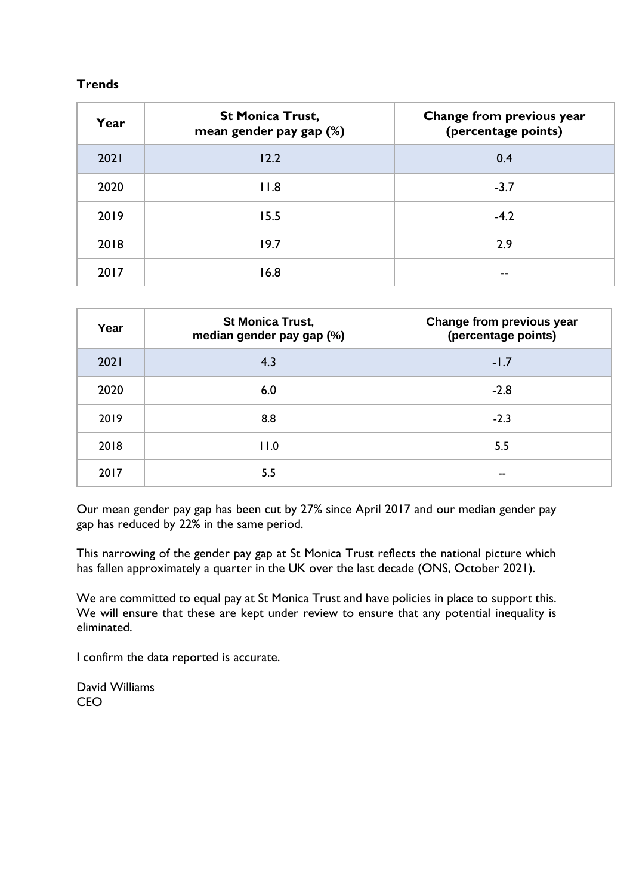**Trends**

| Year | St Monica Trust, mean gender pay gap (%) | Change from previous year (percentage points) |
|---|---|---|
| 2021 | 12.2 | 0.4 |
| 2020 | 11.8 | -3.7 |
| 2019 | 15.5 | -4.2 |
| 2018 | 19.7 | 2.9 |
| 2017 | 16.8 | -- |

| Year | St Monica Trust, median gender pay gap (%) | Change from previous year (percentage points) |
|---|---|---|
| 2021 | 4.3 | -1.7 |
| 2020 | 6.0 | -2.8 |
| 2019 | 8.8 | -2.3 |
| 2018 | 11.0 | 5.5 |
| 2017 | 5.5 | -- |

Our mean gender pay gap has been cut by 27% since April 2017 and our median gender pay gap has reduced by 22% in the same period.

This narrowing of the gender pay gap at St Monica Trust reflects the national picture which has fallen approximately a quarter in the UK over the last decade (ONS, October 2021).

We are committed to equal pay at St Monica Trust and have policies in place to support this. We will ensure that these are kept under review to ensure that any potential inequality is eliminated.

I confirm the data reported is accurate.

David Williams
CEO